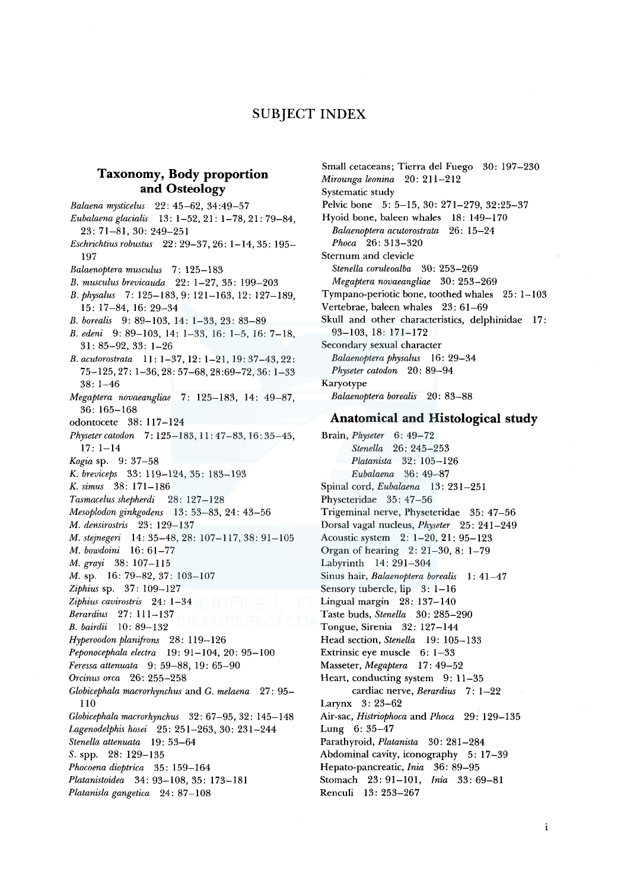# SUBJECT INDEX

## Taxonomy, Body proportion and Osteology

*Balaena mysticelus* 22: 45–62, 34:49–57
*Eubalaena glacialis* 13: 1–52, 21: 1–78, 21: 79–84, 23: 71–81, 30: 249–251
*Eschrichtius robustus* 22: 29–37, 26: 1–14, 35: 195–197
*Balaenoptera musculus* 7: 125–183
*B. musculus brevicauda* 22: 1–27, 35: 199–203
*B. physalus* 7: 125–183, 9: 121–163, 12: 127–189, 15: 17–84, 16: 29–34
*B. borealis* 9: 89–103, 14: 1–33, 23: 83–89
*B. edeni* 9: 89–103, 14: 1–33, 16: 1–5, 16: 7–18, 31: 85–92, 33: 1–26
*B. acutorostrata* 11: 1–37, 12: 1–21, 19: 37–43, 22: 75–125, 27: 1–36, 28: 57–68, 28:69–72, 36: 1–33 38: 1–46
*Megaptera novaeangliae* 7: 125–183, 14: 49–87, 36: 165–168
odontocete 38: 117–124
*Physeter catodon* 7: 125–183, 11: 47–83, 16: 35–45, 17: 1–14
*Kogia* sp. 9: 37–58
*K. breviceps* 33: 119–124, 35: 183–193
*K. simus* 38: 171–186
*Tasmacelus shepherdi* 28: 127–128
*Mesoplodon ginkgodens* 13: 53–83, 24: 43–56
*M. densirostris* 23: 129–137
*M. stejnegeri* 14: 35–48, 28: 107–117, 38: 91–105
*M. bowdoini* 16: 61–77
*M. grayi* 38: 107–115
*M.* sp. 16: 79–82, 37: 103–107
*Ziphius* sp. 37: 109–127
*Ziphius cavirostris* 24: 1–34
*Berardius* 27: 111–137
*B. bairdii* 10: 89–132
*Hyperoodon planifrons* 28: 119–126
*Peponocephala electra* 19: 91–104, 20: 95–100
*Feressa attenuata* 9: 59–88, 19: 65–90
*Orcinus orca* 26: 255–258
*Globicephala macrorhynchus* and *G. melaena* 27: 95–110
*Globicephala macrorhynchus* 32: 67–95, 32: 145–148
*Lagenodelphis hosei* 25: 251–263, 30: 231–244
*Stenella attenuata* 19: 53–64
*S.* spp. 28: 129–135
*Phocoena dioptrica* 35: 159–164
*Platanistoidea* 34: 93–108, 35: 173–181
*Platanisla gangetica* 24: 87–108
Small cetaceans; Tierra del Fuego 30: 197–230
*Mirounga leonina* 20: 211–212
Systematic study
Pelvic bone 5: 5–15, 30: 271–279, 32:25–37
Hyoid bone, baleen whales 18: 149–170
*Balaenoptera acutorostrata* 26: 15–24
*Phoca* 26: 313–320
Sternum and clevicle
*Stenella coruleoalba* 30: 253–269
*Megaptera novaeangliae* 30: 253–269
Tympano-periotic bone, toothed whales 25: 1–103
Vertebrae, baleen whales 23: 61–69
Skull and other characteristics, delphinidae 17: 93–103, 18: 171–172
Secondary sexual character
*Balaenoptera physalus* 16: 29–34
*Physeter catodon* 20: 89–94
Karyotype
*Balaenoptera borealis* 20: 83–88

## Anatomical and Histological study

Brain, *Physeter* 6: 49–72
*Stenella* 26: 245–253
*Platanista* 32: 105–126
*Eubalaena* 36: 49–87
Spinal cord, *Eubalaena* 13: 231–251
Physeteridae 35: 47–56
Trigeminal nerve, Physeteridae 35: 47–56
Dorsal vagal nucleus, *Physeter* 25: 241–249
Acoustic system 2: 1–20, 21: 95–123
Organ of hearing 2: 21–30, 8: 1–79
Labyrinth 14: 291–304
Sinus hair, *Balaenoptera borealis* 1: 41–47
Sensory tubercle, lip 3: 1–16
Lingual margin 28: 137–140
Taste buds, *Stenella* 30: 285–290
Tongue, Sirenia 32: 127–144
Head section, *Stenella* 19: 105–133
Extrinsic eye muscle 6: 1–33
Masseter, *Megaptera* 17: 49–52
Heart, conducting system 9: 11–35
cardiac nerve, *Berardius* 7: 1–22
Larynx 3: 23–62
Air-sac, *Histriophoca* and *Phoca* 29: 129–135
Lung 6: 35–47
Parathyroid, *Platanista* 30: 281–284
Abdominal cavity, iconography 5: 17–39
Hepato-pancreatic, *Inia* 36: 89–95
Stomach 23: 91–101, *Inia* 33: 69–81
Renculi 13: 253–267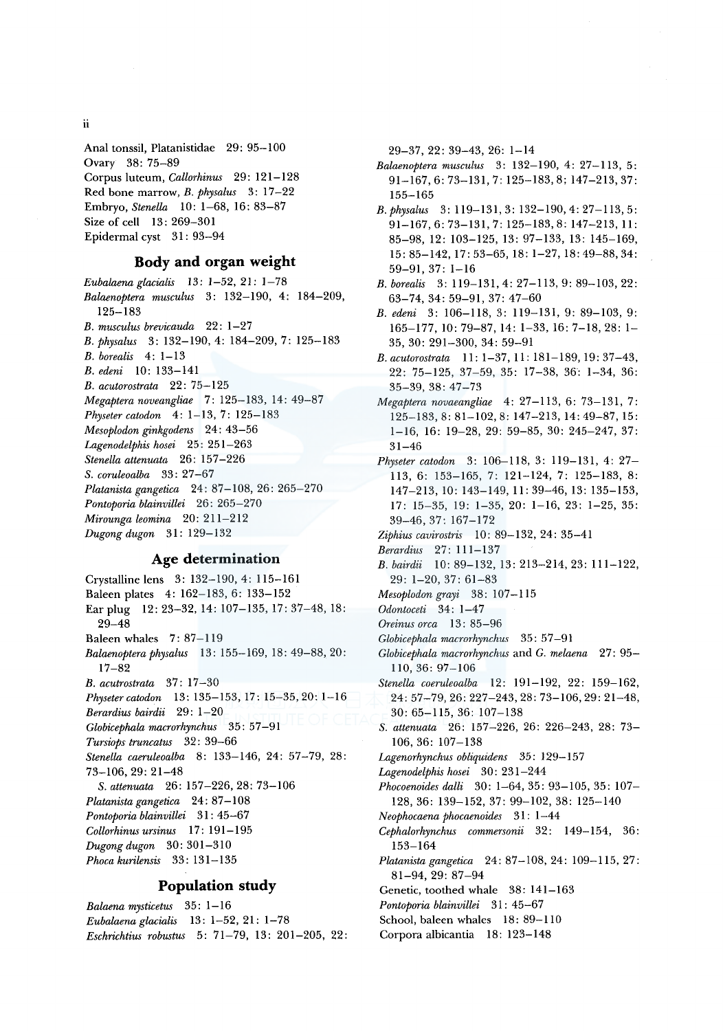Anal tonssil, Platanistidae 29: 95–100
Ovary 38: 75–89
Corpus luteum, *Callorhinus* 29: 121–128
Red bone marrow, *B. physalus* 3: 17–22
Embryo, *Stenella* 10: 1–68, 16: 83–87
Size of cell 13: 269–301
Epidermal cyst 31: 93–94

## Body and organ weight

*Eubalaena glacialis* 13: 1–52, 21: 1–78
*Balaenoptera musculus* 3: 132–190, 4: 184–209, 125–183
*B. musculus brevicauda* 22: 1–27
*B. physalus* 3: 132–190, 4: 184–209, 7: 125–183
*B. borealis* 4: 1–13
*B. edeni* 10: 133–141
*B. acutorostrata* 22: 75–125
*Megaptera noveangliae* 7: 125–183, 14: 49–87
*Physeter catodon* 4: 1–13, 7: 125–183
*Mesoplodon ginkgodens* 24: 43–56
*Lagenodelphis hosei* 25: 251–263
*Stenella attenuata* 26: 157–226
*S. coruleoalba* 33: 27–67
*Platanista gangetica* 24: 87–108, 26: 265–270
*Pontoporia blainvillei* 26: 265–270
*Mirounga leomina* 20: 211–212
*Dugong dugon* 31: 129–132

## Age determination

Crystalline lens 3: 132–190, 4: 115–161
Baleen plates 4: 162–183, 6: 133–152
Ear plug 12: 23–32, 14: 107–135, 17: 37–48, 18: 29–48
Baleen whales 7: 87–119
*Balaenoptera physalus* 13: 155–169, 18: 49–88, 20: 17–82
*B. acutrostrata* 37: 17–30
*Physeter catodon* 13: 135–153, 17: 15–35, 20: 1–16
*Berardius bairdii* 29: 1–20
*Globicephala macrorhynchus* 35: 57–91
*Tursiops truncatus* 32: 39–66
*Stenella caeruleoalba* 8: 133–146, 24: 57–79, 28: 73–106, 29: 21–48
*S. attenuata* 26: 157–226, 28: 73–106
*Platanista gangetica* 24: 87–108
*Pontoporia blainvillei* 31: 45–67
*Collorhinus ursinus* 17: 191–195
*Dugong dugon* 30: 301–310
*Phoca kurilensis* 33: 131–135

## Population study

*Balaena mysticetus* 35: 1–16
*Eubalaena glacialis* 13: 1–52, 21: 1–78
*Eschrichtius robustus* 5: 71–79, 13: 201–205, 22: 29–37, 22: 39–43, 26: 1–14
*Balaenoptera musculus* 3: 132–190, 4: 27–113, 5: 91–167, 6: 73–131, 7: 125–183, 8: 147–213, 37: 155–165
*B. physalus* 3: 119–131, 3: 132–190, 4: 27–113, 5: 91–167, 6: 73–131, 7: 125–183, 8: 147–213, 11: 85–98, 12: 103–125, 13: 97–133, 13: 145–169, 15: 85–142, 17: 53–65, 18: 1–27, 18: 49–88, 34: 59–91, 37: 1–16
*B. borealis* 3: 119–131, 4: 27–113, 9: 89–103, 22: 63–74, 34: 59–91, 37: 47–60
*B. edeni* 3: 106–118, 3: 119–131, 9: 89–103, 9: 165–177, 10: 79–87, 14: 1–33, 16: 7–18, 28: 1–35, 30: 291–300, 34: 59–91
*B. acutorostrata* 11: 1–37, 11: 181–189, 19: 37–43, 22: 75–125, 37–59, 35: 17–38, 36: 1–34, 36: 35–39, 38: 47–73
*Megaptera novaeangliae* 4: 27–113, 6: 73–131, 7: 125–183, 8: 81–102, 8: 147–213, 14: 49–87, 15: 1–16, 16: 19–28, 29: 59–85, 30: 245–247, 37: 31–46
*Physeter catodon* 3: 106–118, 3: 119–131, 4: 27–113, 6: 153–165, 7: 121–124, 7: 125–183, 8: 147–213, 10: 143–149, 11: 39–46, 13: 135–153, 17: 15–35, 19: 1–35, 20: 1–16, 23: 1–25, 35: 39–46, 37: 167–172
*Ziphius cavirostris* 10: 89–132, 24: 35–41
*Berardius* 27: 111–137
*B. bairdii* 10: 89–132, 13: 213–214, 23: 111–122, 29: 1–20, 37: 61–83
*Mesoplodon grayi* 38: 107–115
*Odontoceti* 34: 1–47
*Oreinus orca* 13: 85–96
*Globicephala macrorhynchus* 35: 57–91
*Globicephala macrorhynchus* and *G. melaena* 27: 95–110, 36: 97–106
*Stenella coeruleoalba* 12: 191–192, 22: 159–162, 24: 57–79, 26: 227–243, 28: 73–106, 29: 21–48, 30: 65–115, 36: 107–138
*S. attenuata* 26: 157–226, 26: 226–243, 28: 73–106, 36: 107–138
*Lagenorhynchus obliquidens* 35: 129–157
*Lagenodelphis hosei* 30: 231–244
*Phocoenoides dalli* 30: 1–64, 35: 93–105, 35: 107–128, 36: 139–152, 37: 99–102, 38: 125–140
*Neophocaena phocaenoides* 31: 1–44
*Cephalorhynchus commersonii* 32: 149–154, 36: 153–164
*Platanista gangetica* 24: 87–108, 24: 109–115, 27: 81–94, 29: 87–94
Genetic, toothed whale 38: 141–163
*Pontoporia blainvillei* 31: 45–67
School, baleen whales 18: 89–110
Corpora albicantia 18: 123–148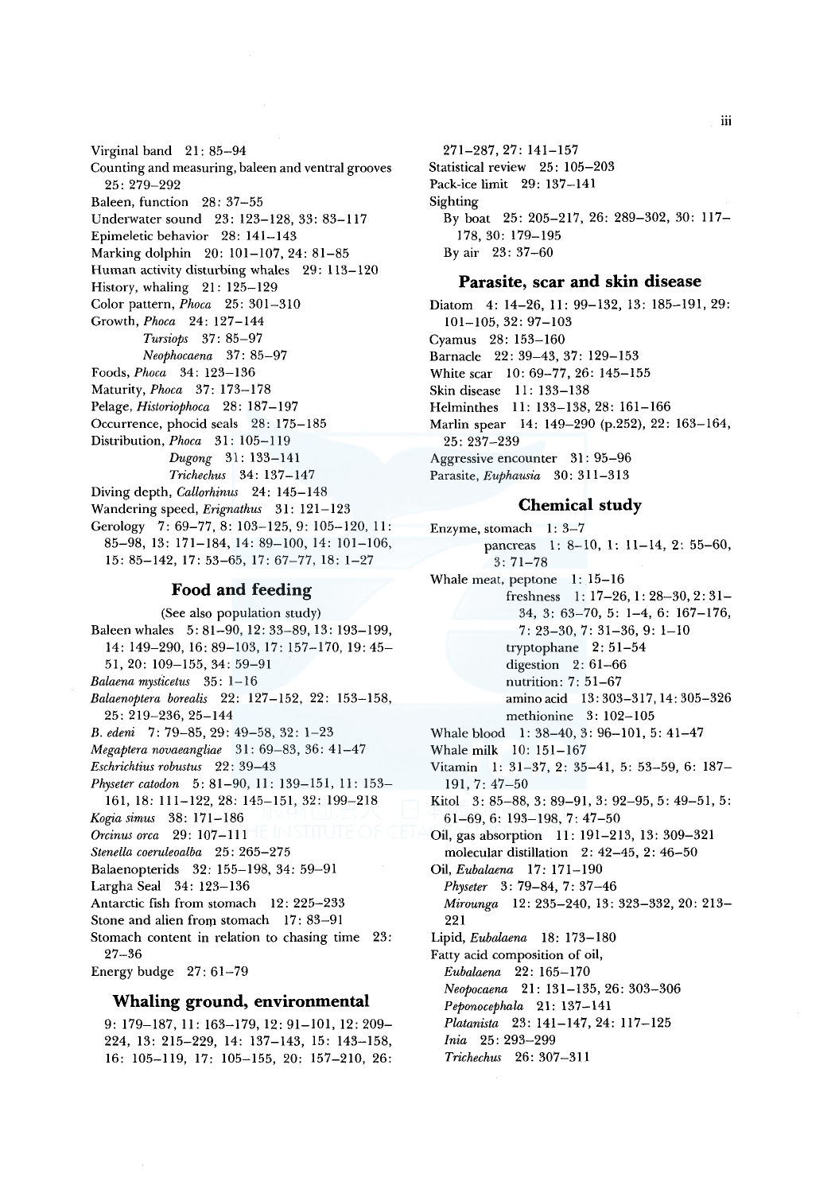Virginal band 21: 85–94

Counting and measuring, baleen and ventral grooves 25: 279–292

Baleen, function 28: 37–55

Underwater sound 23: 123–128, 33: 83–117

Epimeletic behavior 28: 141–143

Marking dolphin 20: 101–107, 24: 81–85

Human activity disturbing whales 29: 113–120

History, whaling 21: 125–129

Color pattern, *Phoca* 25: 301–310

Growth, *Phoca* 24: 127–144
- *Tursiops* 37: 85–97
- *Neophocaena* 37: 85–97

Foods, *Phoca* 34: 123–136

Maturity, *Phoca* 37: 173–178

Pelage, *Historiophoca* 28: 187–197

Occurrence, phocid seals 28: 175–185

Distribution, *Phoca* 31: 105–119
- *Dugong* 31: 133–141
- *Trichechus* 34: 137–147

Diving depth, *Callorhinus* 24: 145–148

Wandering speed, *Erignathus* 31: 121–123

Gerology 7: 69–77, 8: 103–125, 9: 105–120, 11: 85–98, 13: 171–184, 14: 89–100, 14: 101–106, 15: 85–142, 17: 53–65, 17: 67–77, 18: 1–27

## Food and feeding

(See also population study)

Baleen whales 5: 81–90, 12: 33–89, 13: 193–199, 14: 149–290, 16: 89–103, 17: 157–170, 19: 45–51, 20: 109–155, 34: 59–91

*Balaena mysticetus* 35: 1–16

*Balaenoptera borealis* 22: 127–152, 22: 153–158, 25: 219–236, 25–144

*B. edeni* 7: 79–85, 29: 49–58, 32: 1–23

*Megaptera novaeangliae* 31: 69–83, 36: 41–47

*Eschrichtius robustus* 22: 39–43

*Physeter catodon* 5: 81–90, 11: 139–151, 11: 153–161, 18: 111–122, 28: 145–151, 32: 199–218

*Kogia simus* 38: 171–186

*Orcinus orca* 29: 107–111

*Stenella coeruleoalba* 25: 265–275

Balaenopterids 32: 155–198, 34: 59–91

Largha Seal 34: 123–136

Antarctic fish from stomach 12: 225–233

Stone and alien from stomach 17: 83–91

Stomach content in relation to chasing time 23: 27–36

Energy budge 27: 61–79

## Whaling ground, environmental

9: 179–187, 11: 163–179, 12: 91–101, 12: 209–224, 13: 215–229, 14: 137–143, 15: 143–158, 16: 105–119, 17: 105–155, 20: 157–210, 26: 271–287, 27: 141–157

Statistical review 25: 105–203

Pack-ice limit 29: 137–141

Sighting
- By boat 25: 205–217, 26: 289–302, 30: 117–178, 30: 179–195
- By air 23: 37–60

## Parasite, scar and skin disease

Diatom 4: 14–26, 11: 99–132, 13: 185–191, 29: 101–105, 32: 97–103

Cyamus 28: 153–160

Barnacle 22: 39–43, 37: 129–153

White scar 10: 69–77, 26: 145–155

Skin disease 11: 133–138

Helminthes 11: 133–138, 28: 161–166

Marlin spear 14: 149–290 (p.252), 22: 163–164, 25: 237–239

Aggressive encounter 31: 95–96

Parasite, *Euphausia* 30: 311–313

## Chemical study

Enzyme, stomach 1: 3–7
- pancreas 1: 8–10, 1: 11–14, 2: 55–60, 3: 71–78

Whale meat, peptone 1: 15–16
- freshness 1: 17–26, 1: 28–30, 2: 31–34, 3: 63–70, 5: 1–4, 6: 167–176, 7: 23–30, 7: 31–36, 9: 1–10
- tryptophane 2: 51–54
- digestion 2: 61–66
- nutrition: 7: 51–67
- amino acid 13: 303–317, 14: 305–326
- methionine 3: 102–105

Whale blood 1: 38–40, 3: 96–101, 5: 41–47

Whale milk 10: 151–167

Vitamin 1: 31–37, 2: 35–41, 5: 53–59, 6: 187–191, 7: 47–50

Kitol 3: 85–88, 3: 89–91, 3: 92–95, 5: 49–51, 5: 61–69, 6: 193–198, 7: 47–50

Oil, gas absorption 11: 191–213, 13: 309–321
- molecular distillation 2: 42–45, 2: 46–50

Oil, *Eubalaena* 17: 171–190
- *Physeter* 3: 79–84, 7: 37–46
- *Mirounga* 12: 235–240, 13: 323–332, 20: 213–221

Lipid, *Eubalaena* 18: 173–180

Fatty acid composition of oil,
- *Eubalaena* 22: 165–170
- *Neopocaena* 21: 131–135, 26: 303–306
- *Peponocephala* 21: 137–141
- *Platanista* 23: 141–147, 24: 117–125
- *Inia* 25: 293–299
- *Trichechus* 26: 307–311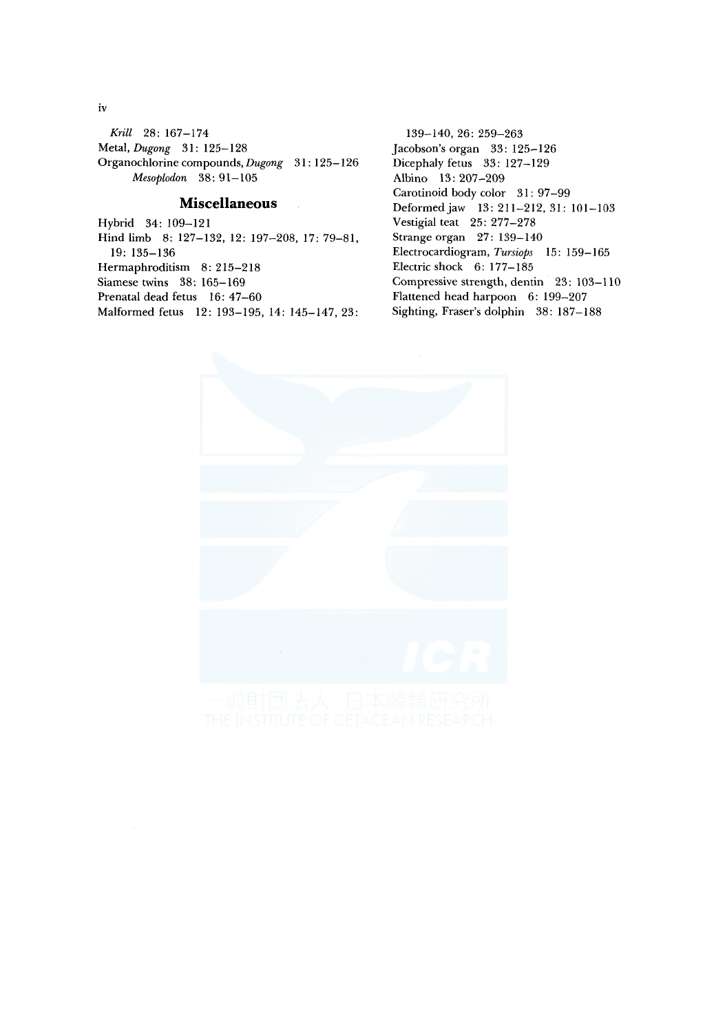*Krill* 28: 167–174
Metal, *Dugong* 31: 125–128
Organochlorine compounds, *Dugong* 31: 125–126
*Mesoplodon* 38: 91–105

## Miscellaneous

Hybrid 34: 109–121
Hind limb 8: 127–132, 12: 197–208, 17: 79–81, 19: 135–136
Hermaphroditism 8: 215–218
Siamese twins 38: 165–169
Prenatal dead fetus 16: 47–60
Malformed fetus 12: 193–195, 14: 145–147, 23: 139–140, 26: 259–263
Jacobson's organ 33: 125–126
Dicephaly fetus 33: 127–129
Albino 13: 207–209
Carotinoid body color 31: 97–99
Deformed jaw 13: 211–212, 31: 101–103
Vestigial teat 25: 277–278
Strange organ 27: 139–140
Electrocardiogram, *Tursiops* 15: 159–165
Electric shock 6: 177–185
Compressive strength, dentin 23: 103–110
Flattened head harpoon 6: 199–207
Sighting, Fraser's dolphin 38: 187–188